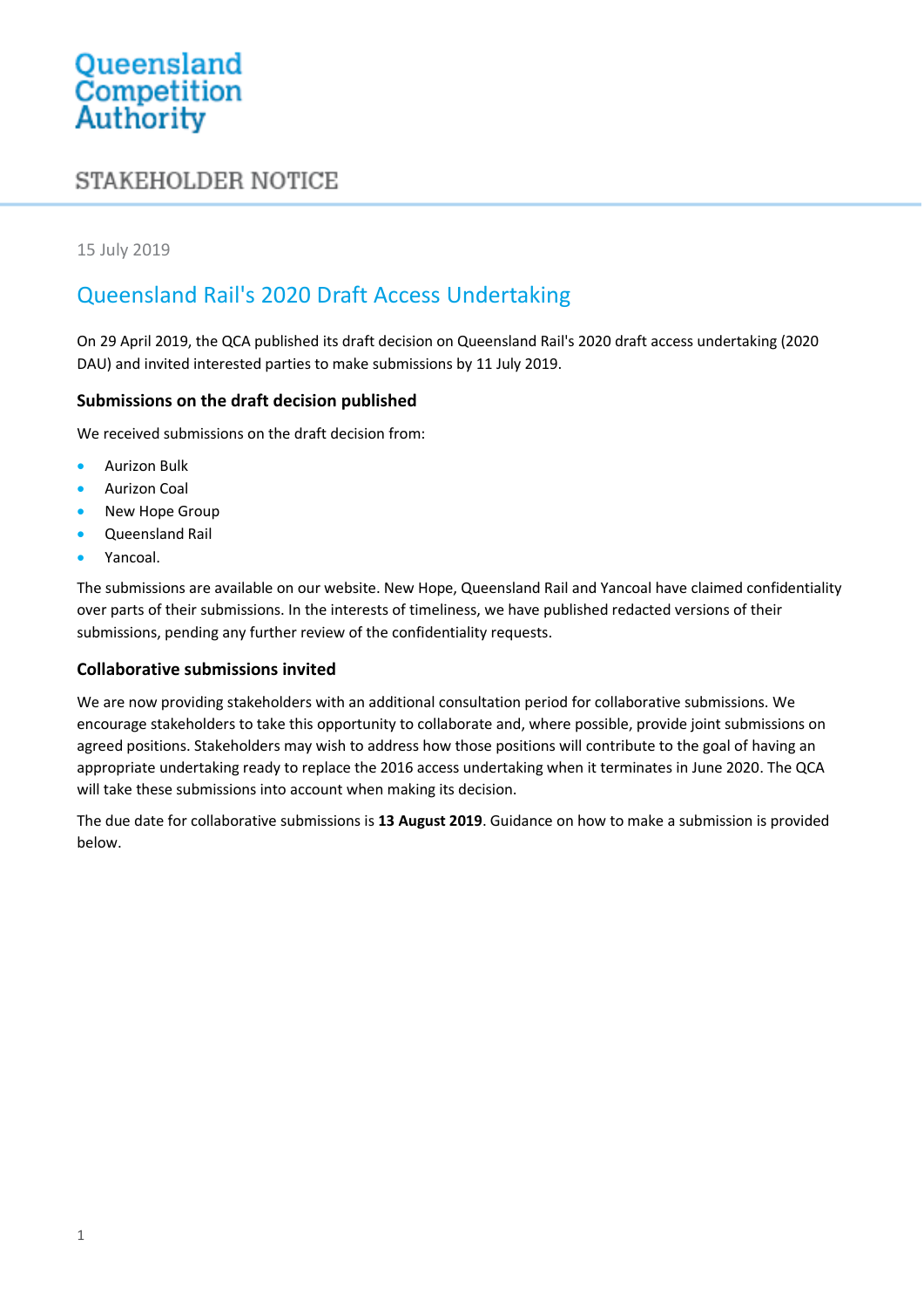Queensland Competition Authority

# STAKEHOLDER NOTICE

15 July 2019

## Queensland Rail's 2020 Draft Access Undertaking

On 29 April 2019, the QCA published its draft decision on Queensland Rail's 2020 draft access undertaking (2020 DAU) and invited interested parties to make submissions by 11 July 2019.

### Submissions on the draft decision published

We received submissions on the draft decision from:

- Aurizon Bulk
- Aurizon Coal
- New Hope Group
- Queensland Rail
- Yancoal.

The submissions are available on our website. New Hope, Queensland Rail and Yancoal have claimed confidentiality over parts of their submissions. In the interests of timeliness, we have published redacted versions of their submissions, pending any further review of the confidentiality requests.

### Collaborative submissions invited

We are now providing stakeholders with an additional consultation period for collaborative submissions. We encourage stakeholders to take this opportunity to collaborate and, where possible, provide joint submissions on agreed positions. Stakeholders may wish to address how those positions will contribute to the goal of having an appropriate undertaking ready to replace the 2016 access undertaking when it terminates in June 2020. The QCA will take these submissions into account when making its decision.

The due date for collaborative submissions is **13 August 2019**. Guidance on how to make a submission is provided below.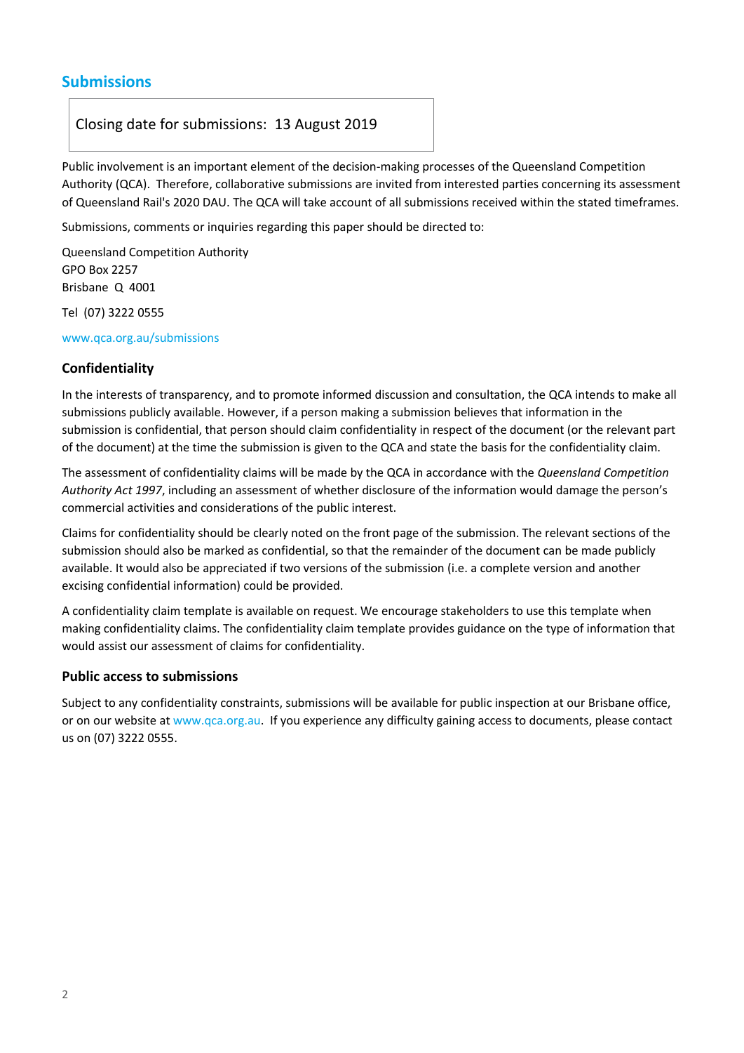## Submissions

Closing date for submissions: 13 August 2019

Public involvement is an important element of the decision-making processes of the Queensland Competition Authority (QCA). Therefore, collaborative submissions are invited from interested parties concerning its assessment of Queensland Rail's 2020 DAU. The QCA will take account of all submissions received within the stated timeframes.

Submissions, comments or inquiries regarding this paper should be directed to:

Queensland Competition Authority
GPO Box 2257
Brisbane Q 4001

Tel (07) 3222 0555

www.qca.org.au/submissions

### Confidentiality

In the interests of transparency, and to promote informed discussion and consultation, the QCA intends to make all submissions publicly available. However, if a person making a submission believes that information in the submission is confidential, that person should claim confidentiality in respect of the document (or the relevant part of the document) at the time the submission is given to the QCA and state the basis for the confidentiality claim.

The assessment of confidentiality claims will be made by the QCA in accordance with the *Queensland Competition Authority Act 1997*, including an assessment of whether disclosure of the information would damage the person's commercial activities and considerations of the public interest.

Claims for confidentiality should be clearly noted on the front page of the submission. The relevant sections of the submission should also be marked as confidential, so that the remainder of the document can be made publicly available. It would also be appreciated if two versions of the submission (i.e. a complete version and another excising confidential information) could be provided.

A confidentiality claim template is available on request. We encourage stakeholders to use this template when making confidentiality claims. The confidentiality claim template provides guidance on the type of information that would assist our assessment of claims for confidentiality.

### Public access to submissions

Subject to any confidentiality constraints, submissions will be available for public inspection at our Brisbane office, or on our website at www.qca.org.au. If you experience any difficulty gaining access to documents, please contact us on (07) 3222 0555.